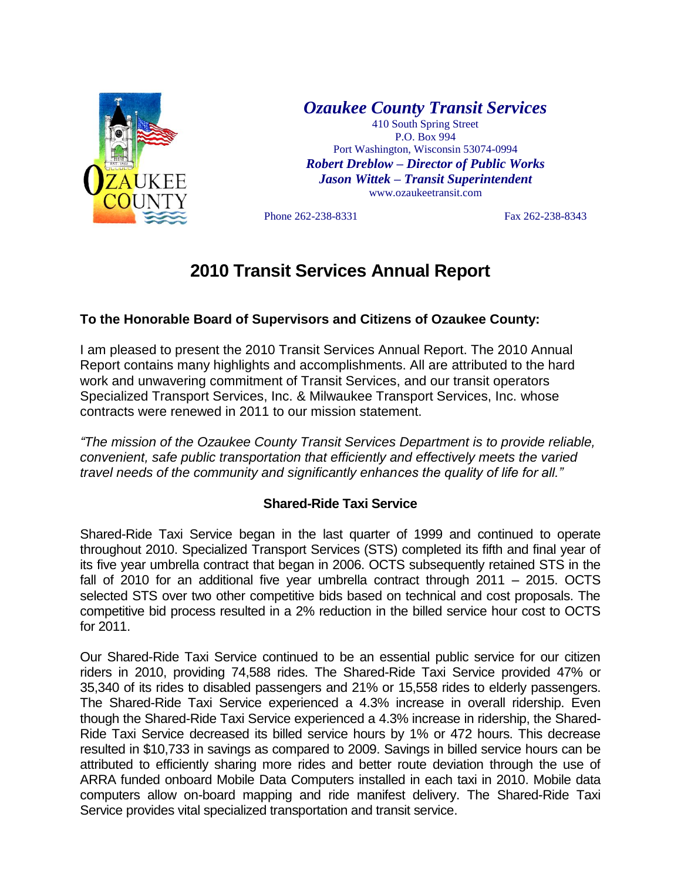**Ozaukee County Transit Services**

410 South Spring Street
P.O. Box 994
Port Washington, Wisconsin 53074-0994

***Robert Dreblow – Director of Public Works***
***Jason Wittek – Transit Superintendent***

www.ozaukeetransit.com

Phone 262-238-8331 Fax 262-238-8343

# 2010 Transit Services Annual Report

**To the Honorable Board of Supervisors and Citizens of Ozaukee County:**

I am pleased to present the 2010 Transit Services Annual Report. The 2010 Annual Report contains many highlights and accomplishments. All are attributed to the hard work and unwavering commitment of Transit Services, and our transit operators Specialized Transport Services, Inc. & Milwaukee Transport Services, Inc. whose contracts were renewed in 2011 to our mission statement.

*"The mission of the Ozaukee County Transit Services Department is to provide reliable, convenient, safe public transportation that efficiently and effectively meets the varied travel needs of the community and significantly enhances the quality of life for all."*

## Shared-Ride Taxi Service

Shared-Ride Taxi Service began in the last quarter of 1999 and continued to operate throughout 2010. Specialized Transport Services (STS) completed its fifth and final year of its five year umbrella contract that began in 2006. OCTS subsequently retained STS in the fall of 2010 for an additional five year umbrella contract through 2011 – 2015. OCTS selected STS over two other competitive bids based on technical and cost proposals. The competitive bid process resulted in a 2% reduction in the billed service hour cost to OCTS for 2011.

Our Shared-Ride Taxi Service continued to be an essential public service for our citizen riders in 2010, providing 74,588 rides. The Shared-Ride Taxi Service provided 47% or 35,340 of its rides to disabled passengers and 21% or 15,558 rides to elderly passengers. The Shared-Ride Taxi Service experienced a 4.3% increase in overall ridership. Even though the Shared-Ride Taxi Service experienced a 4.3% increase in ridership, the Shared-Ride Taxi Service decreased its billed service hours by 1% or 472 hours. This decrease resulted in $10,733 in savings as compared to 2009. Savings in billed service hours can be attributed to efficiently sharing more rides and better route deviation through the use of ARRA funded onboard Mobile Data Computers installed in each taxi in 2010. Mobile data computers allow on-board mapping and ride manifest delivery. The Shared-Ride Taxi Service provides vital specialized transportation and transit service.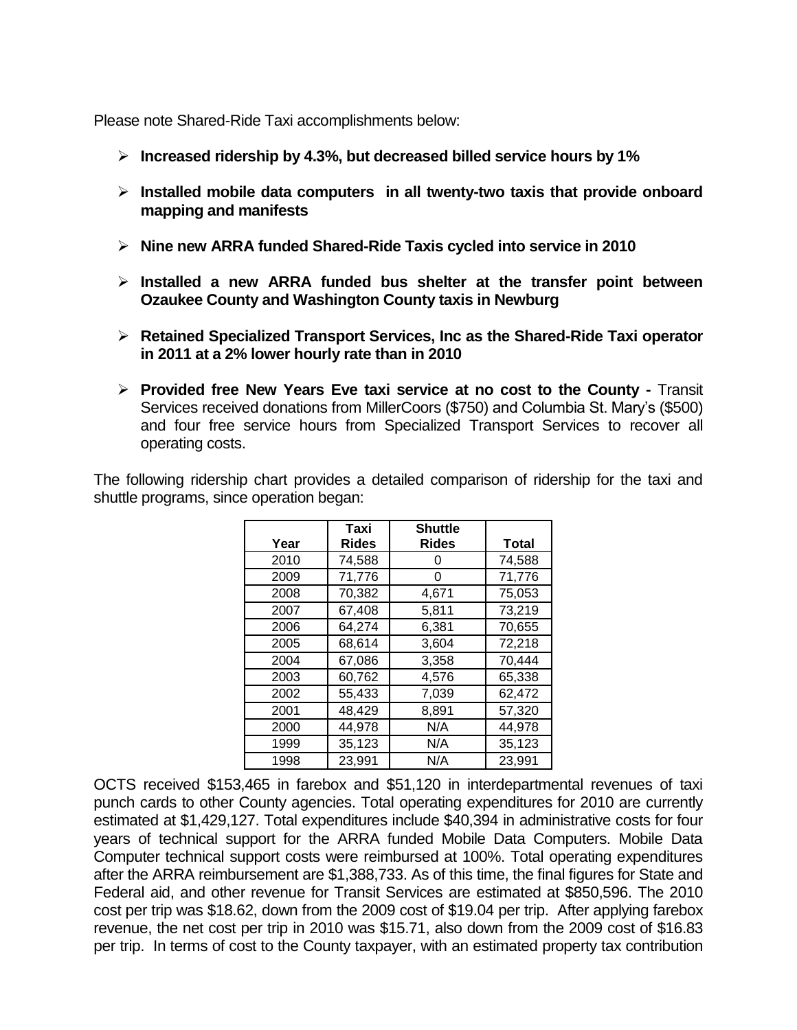Please note Shared-Ride Taxi accomplishments below:

- **Increased ridership by 4.3%, but decreased billed service hours by 1%**
- **Installed mobile data computers in all twenty-two taxis that provide onboard mapping and manifests**
- **Nine new ARRA funded Shared-Ride Taxis cycled into service in 2010**
- **Installed a new ARRA funded bus shelter at the transfer point between Ozaukee County and Washington County taxis in Newburg**
- **Retained Specialized Transport Services, Inc as the Shared-Ride Taxi operator in 2011 at a 2% lower hourly rate than in 2010**
- **Provided free New Years Eve taxi service at no cost to the County -** Transit Services received donations from MillerCoors ($750) and Columbia St. Mary's ($500) and four free service hours from Specialized Transport Services to recover all operating costs.

The following ridership chart provides a detailed comparison of ridership for the taxi and shuttle programs, since operation began:

| Year | Taxi Rides | Shuttle Rides | Total |
|---|---|---|---|
| 2010 | 74,588 | 0 | 74,588 |
| 2009 | 71,776 | 0 | 71,776 |
| 2008 | 70,382 | 4,671 | 75,053 |
| 2007 | 67,408 | 5,811 | 73,219 |
| 2006 | 64,274 | 6,381 | 70,655 |
| 2005 | 68,614 | 3,604 | 72,218 |
| 2004 | 67,086 | 3,358 | 70,444 |
| 2003 | 60,762 | 4,576 | 65,338 |
| 2002 | 55,433 | 7,039 | 62,472 |
| 2001 | 48,429 | 8,891 | 57,320 |
| 2000 | 44,978 | N/A | 44,978 |
| 1999 | 35,123 | N/A | 35,123 |
| 1998 | 23,991 | N/A | 23,991 |

OCTS received $153,465 in farebox and $51,120 in interdepartmental revenues of taxi punch cards to other County agencies. Total operating expenditures for 2010 are currently estimated at $1,429,127. Total expenditures include $40,394 in administrative costs for four years of technical support for the ARRA funded Mobile Data Computers. Mobile Data Computer technical support costs were reimbursed at 100%. Total operating expenditures after the ARRA reimbursement are $1,388,733. As of this time, the final figures for State and Federal aid, and other revenue for Transit Services are estimated at $850,596. The 2010 cost per trip was $18.62, down from the 2009 cost of $19.04 per trip. After applying farebox revenue, the net cost per trip in 2010 was $15.71, also down from the 2009 cost of $16.83 per trip. In terms of cost to the County taxpayer, with an estimated property tax contribution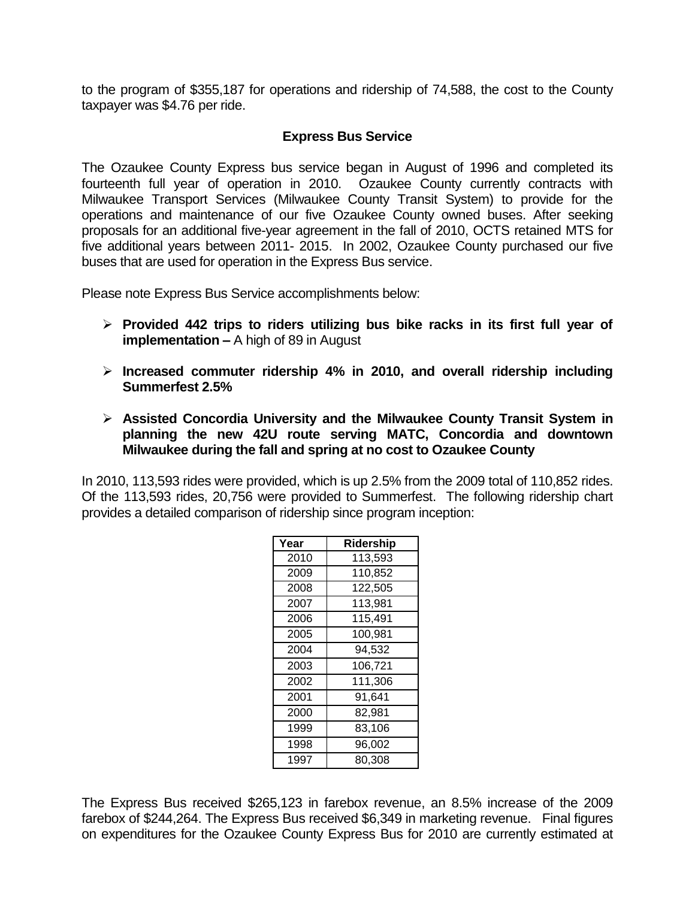to the program of $355,187 for operations and ridership of 74,588, the cost to the County taxpayer was $4.76 per ride.

## Express Bus Service

The Ozaukee County Express bus service began in August of 1996 and completed its fourteenth full year of operation in 2010. Ozaukee County currently contracts with Milwaukee Transport Services (Milwaukee County Transit System) to provide for the operations and maintenance of our five Ozaukee County owned buses. After seeking proposals for an additional five-year agreement in the fall of 2010, OCTS retained MTS for five additional years between 2011- 2015. In 2002, Ozaukee County purchased our five buses that are used for operation in the Express Bus service.

Please note Express Bus Service accomplishments below:

- **Provided 442 trips to riders utilizing bus bike racks in its first full year of implementation –** A high of 89 in August
- **Increased commuter ridership 4% in 2010, and overall ridership including Summerfest 2.5%**
- **Assisted Concordia University and the Milwaukee County Transit System in planning the new 42U route serving MATC, Concordia and downtown Milwaukee during the fall and spring at no cost to Ozaukee County**

In 2010, 113,593 rides were provided, which is up 2.5% from the 2009 total of 110,852 rides. Of the 113,593 rides, 20,756 were provided to Summerfest. The following ridership chart provides a detailed comparison of ridership since program inception:

| Year | Ridership |
|---|---|
| 2010 | 113,593 |
| 2009 | 110,852 |
| 2008 | 122,505 |
| 2007 | 113,981 |
| 2006 | 115,491 |
| 2005 | 100,981 |
| 2004 | 94,532 |
| 2003 | 106,721 |
| 2002 | 111,306 |
| 2001 | 91,641 |
| 2000 | 82,981 |
| 1999 | 83,106 |
| 1998 | 96,002 |
| 1997 | 80,308 |

The Express Bus received $265,123 in farebox revenue, an 8.5% increase of the 2009 farebox of $244,264. The Express Bus received $6,349 in marketing revenue. Final figures on expenditures for the Ozaukee County Express Bus for 2010 are currently estimated at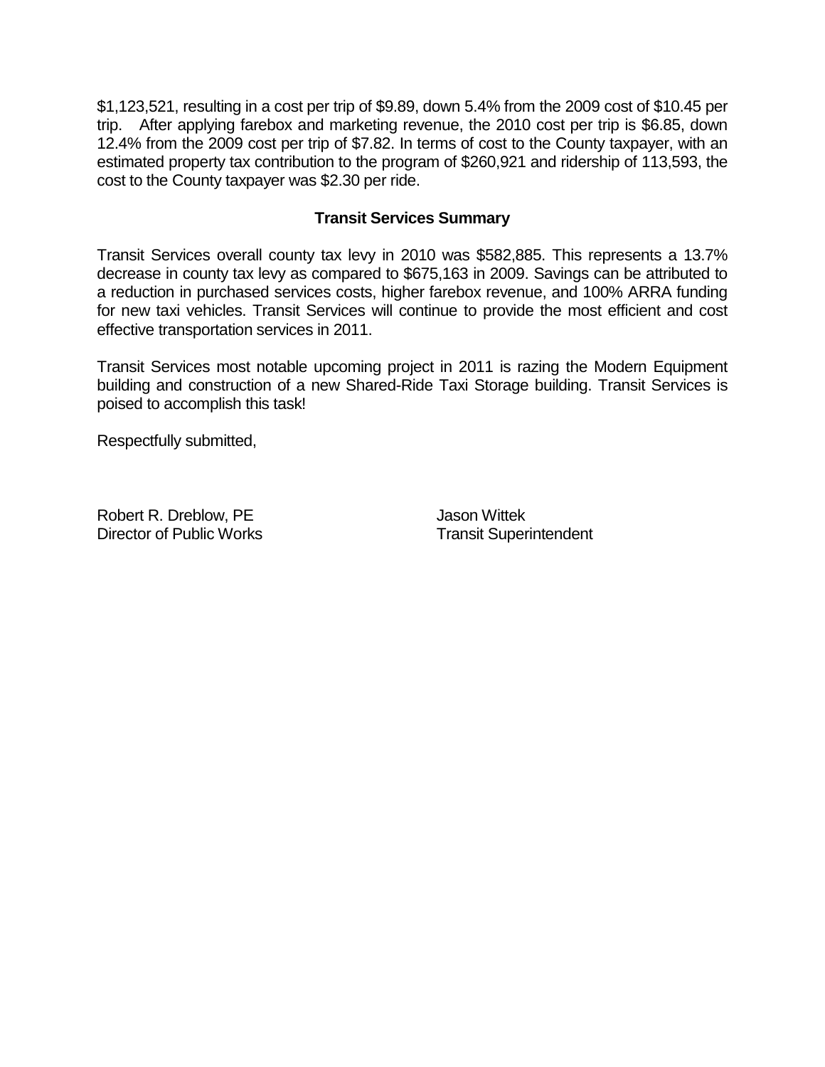$1,123,521, resulting in a cost per trip of $9.89, down 5.4% from the 2009 cost of $10.45 per trip. After applying farebox and marketing revenue, the 2010 cost per trip is $6.85, down 12.4% from the 2009 cost per trip of $7.82. In terms of cost to the County taxpayer, with an estimated property tax contribution to the program of $260,921 and ridership of 113,593, the cost to the County taxpayer was $2.30 per ride.

### Transit Services Summary

Transit Services overall county tax levy in 2010 was $582,885. This represents a 13.7% decrease in county tax levy as compared to $675,163 in 2009. Savings can be attributed to a reduction in purchased services costs, higher farebox revenue, and 100% ARRA funding for new taxi vehicles. Transit Services will continue to provide the most efficient and cost effective transportation services in 2011.

Transit Services most notable upcoming project in 2011 is razing the Modern Equipment building and construction of a new Shared-Ride Taxi Storage building. Transit Services is poised to accomplish this task!

Respectfully submitted,

Robert R. Dreblow, PE
Director of Public Works

Jason Wittek
Transit Superintendent